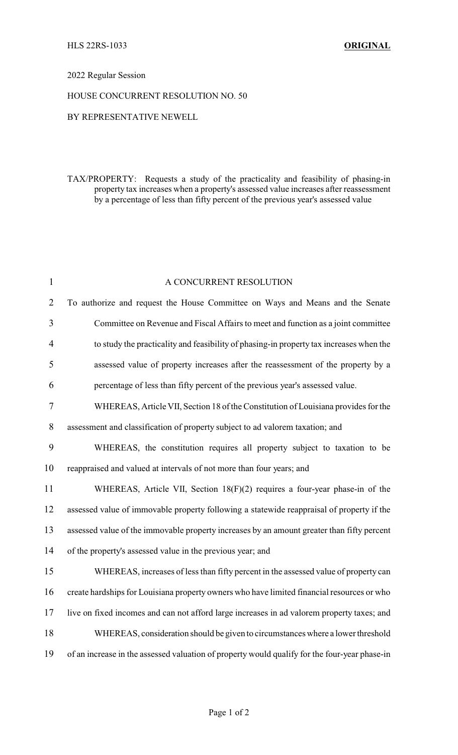HLS 22RS-1033 **ORIGINAL**

2022 Regular Session

HOUSE CONCURRENT RESOLUTION NO. 50

BY REPRESENTATIVE NEWELL

TAX/PROPERTY: Requests a study of the practicality and feasibility of phasing-in property tax increases when a property's assessed value increases after reassessment by a percentage of less than fifty percent of the previous year's assessed value

A CONCURRENT RESOLUTION

To authorize and request the House Committee on Ways and Means and the Senate Committee on Revenue and Fiscal Affairs to meet and function as a joint committee to study the practicality and feasibility of phasing-in property tax increases when the assessed value of property increases after the reassessment of the property by a percentage of less than fifty percent of the previous year's assessed value.

WHEREAS, Article VII, Section 18 of the Constitution of Louisiana provides for the assessment and classification of property subject to ad valorem taxation; and

WHEREAS, the constitution requires all property subject to taxation to be reappraised and valued at intervals of not more than four years; and

WHEREAS, Article VII, Section 18(F)(2) requires a four-year phase-in of the assessed value of immovable property following a statewide reappraisal of property if the assessed value of the immovable property increases by an amount greater than fifty percent of the property's assessed value in the previous year; and

WHEREAS, increases of less than fifty percent in the assessed value of property can create hardships for Louisiana property owners who have limited financial resources or who live on fixed incomes and can not afford large increases in ad valorem property taxes; and

WHEREAS, consideration should be given to circumstances where a lower threshold of an increase in the assessed valuation of property would qualify for the four-year phase-in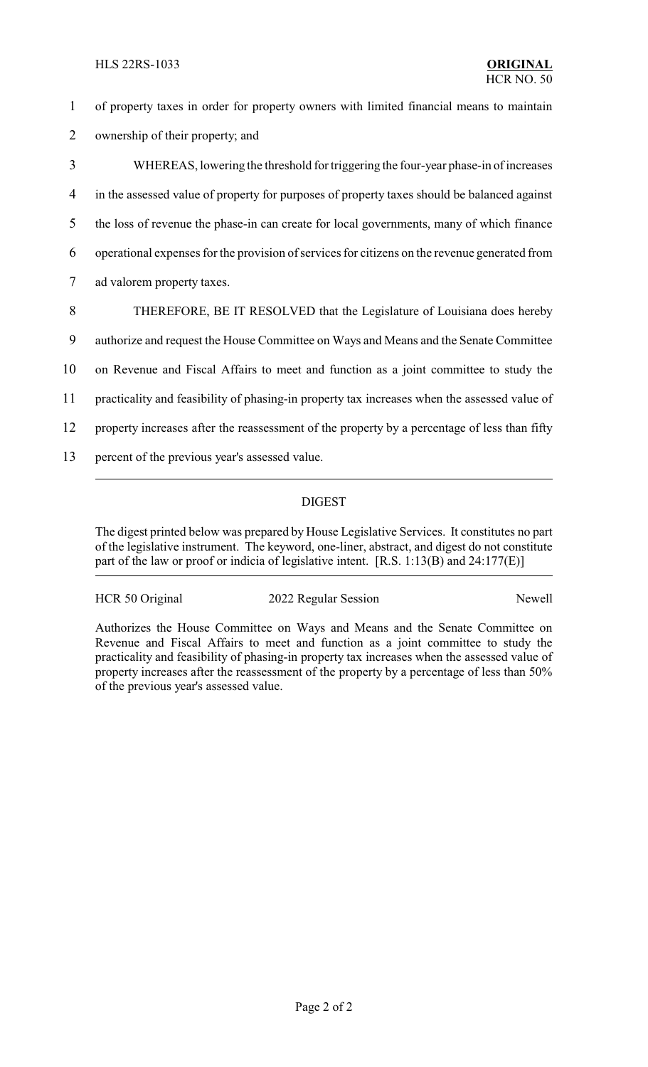of property taxes in order for property owners with limited financial means to maintain ownership of their property; and

WHEREAS, lowering the threshold for triggering the four-year phase-in of increases in the assessed value of property for purposes of property taxes should be balanced against the loss of revenue the phase-in can create for local governments, many of which finance operational expenses for the provision of services for citizens on the revenue generated from ad valorem property taxes.

THEREFORE, BE IT RESOLVED that the Legislature of Louisiana does hereby authorize and request the House Committee on Ways and Means and the Senate Committee on Revenue and Fiscal Affairs to meet and function as a joint committee to study the practicality and feasibility of phasing-in property tax increases when the assessed value of property increases after the reassessment of the property by a percentage of less than fifty percent of the previous year's assessed value.

---

DIGEST

The digest printed below was prepared by House Legislative Services. It constitutes no part of the legislative instrument. The keyword, one-liner, abstract, and digest do not constitute part of the law or proof or indicia of legislative intent. [R.S. 1:13(B) and 24:177(E)]

HCR 50 Original — 2022 Regular Session — Newell

Authorizes the House Committee on Ways and Means and the Senate Committee on Revenue and Fiscal Affairs to meet and function as a joint committee to study the practicality and feasibility of phasing-in property tax increases when the assessed value of property increases after the reassessment of the property by a percentage of less than 50% of the previous year's assessed value.